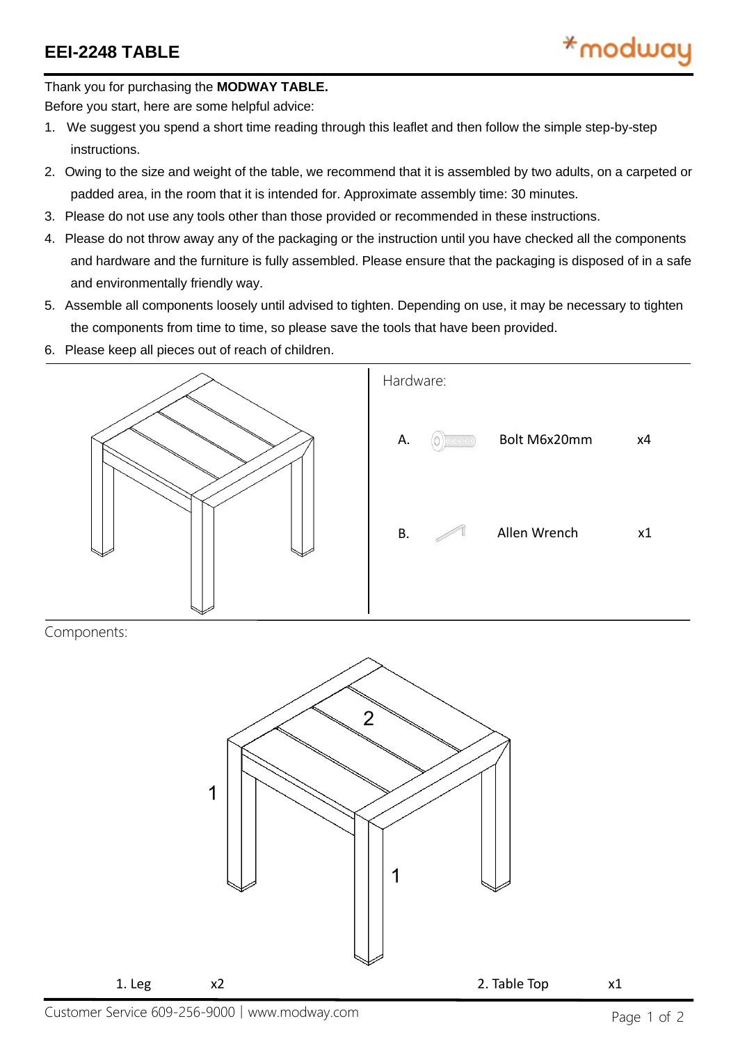# EEI-2248 TABLE

Thank you for purchasing the **MODWAY TABLE.**

Before you start, here are some helpful advice:

1. We suggest you spend a short time reading through this leaflet and then follow the simple step-by-step instructions.
2. Owing to the size and weight of the table, we recommend that it is assembled by two adults, on a carpeted or padded area, in the room that it is intended for. Approximate assembly time: 30 minutes.
3. Please do not use any tools other than those provided or recommended in these instructions.
4. Please do not throw away any of the packaging or the instruction until you have checked all the components and hardware and the furniture is fully assembled. Please ensure that the packaging is disposed of in a safe and environmentally friendly way.
5. Assemble all components loosely until advised to tighten. Depending on use, it may be necessary to tighten the components from time to time, so please save the tools that have been provided.
6. Please keep all pieces out of reach of children.

Hardware:

| | | |
|---|---|---|
| A. | Bolt M6x20mm | x4 |
| B. | Allen Wrench | x1 |

Components:

| | |
|---|---|
| 1. Leg | x2 |
| 2. Table Top | x1 |

Customer Service 609-256-9000 | www.modway.com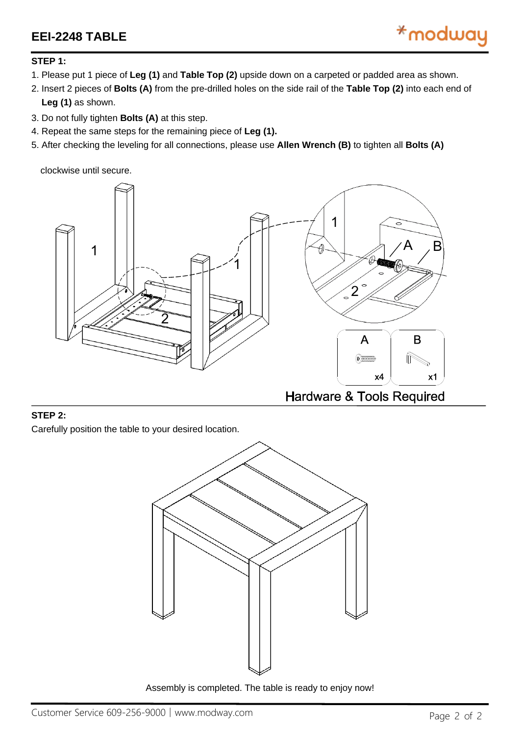# EEI-2248 TABLE

**STEP 1:**

1. Please put 1 piece of **Leg (1)** and **Table Top (2)** upside down on a carpeted or padded area as shown.
2. Insert 2 pieces of **Bolts (A)** from the pre-drilled holes on the side rail of the **Table Top (2)** into each end of **Leg (1)** as shown.
3. Do not fully tighten **Bolts (A)** at this step.
4. Repeat the same steps for the remaining piece of **Leg (1).**
5. After checking the leveling for all connections, please use **Allen Wrench (B)** to tighten all **Bolts (A)** clockwise until secure.

1

1

2

1

A

B

2

A

x4

B

x1

Hardware & Tools Required

**STEP 2:**

Carefully position the table to your desired location.

Assembly is completed. The table is ready to enjoy now!

Customer Service 609-256-9000 | www.modway.com